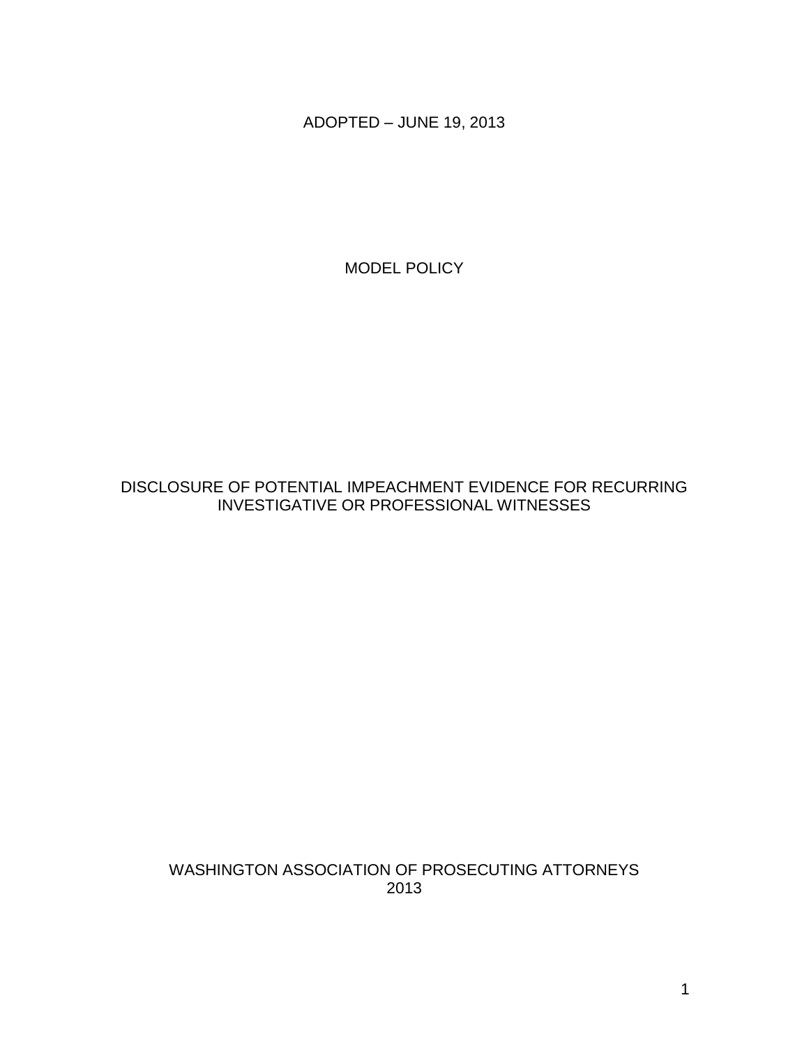ADOPTED – JUNE 19, 2013

# MODEL POLICY

# DISCLOSURE OF POTENTIAL IMPEACHMENT EVIDENCE FOR RECURRING INVESTIGATIVE OR PROFESSIONAL WITNESSES

WASHINGTON ASSOCIATION OF PROSECUTING ATTORNEYS
2013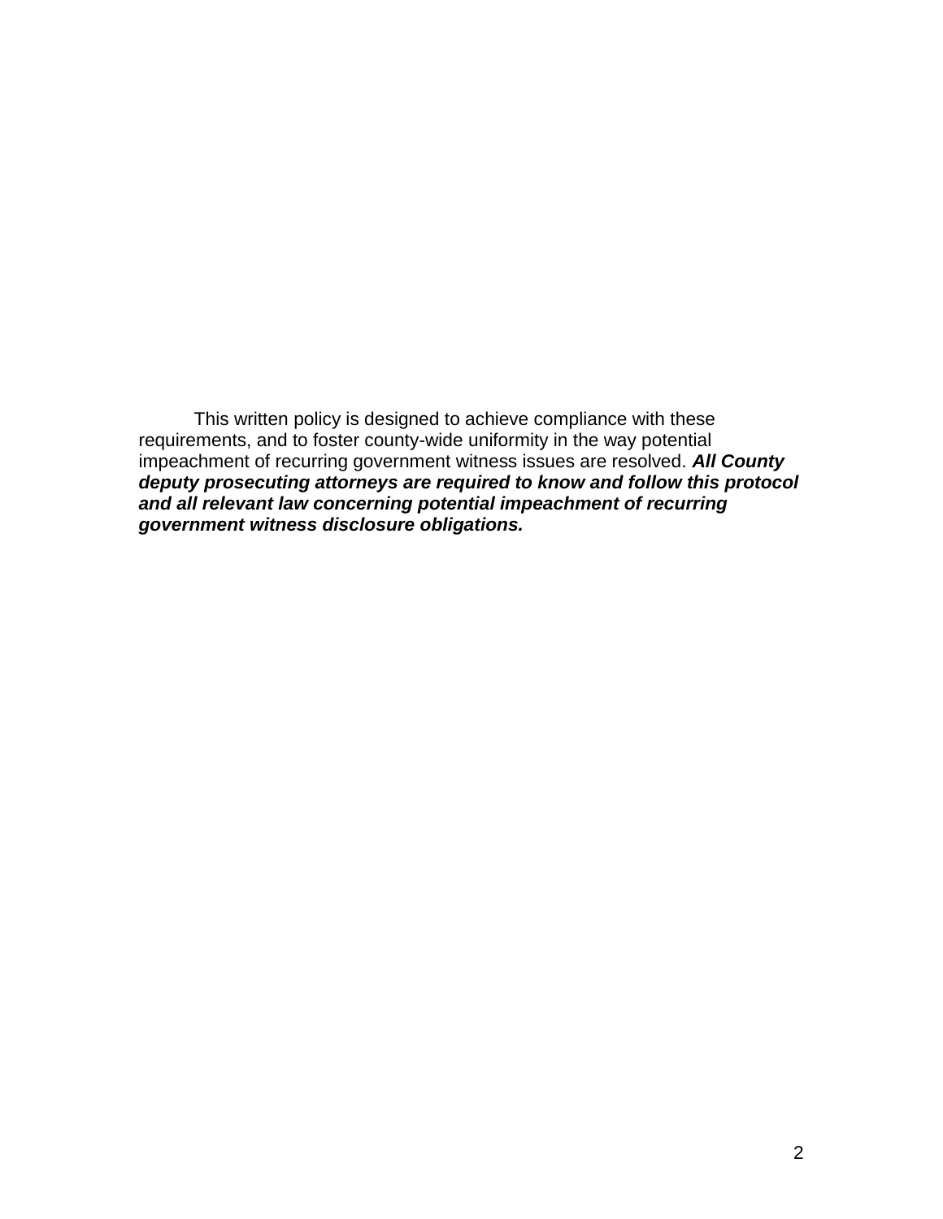This written policy is designed to achieve compliance with these requirements, and to foster county-wide uniformity in the way potential impeachment of recurring government witness issues are resolved. ***All County deputy prosecuting attorneys are required to know and follow this protocol and all relevant law concerning potential impeachment of recurring government witness disclosure obligations.***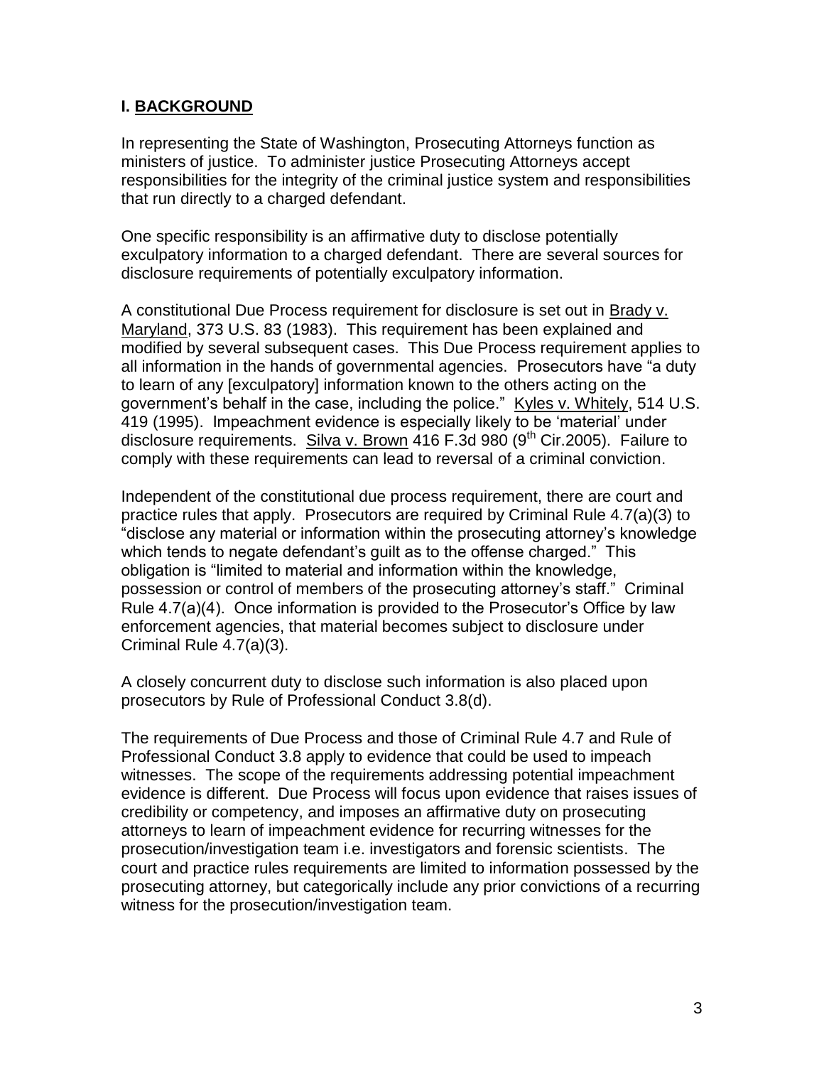## I. BACKGROUND

In representing the State of Washington, Prosecuting Attorneys function as ministers of justice. To administer justice Prosecuting Attorneys accept responsibilities for the integrity of the criminal justice system and responsibilities that run directly to a charged defendant.

One specific responsibility is an affirmative duty to disclose potentially exculpatory information to a charged defendant. There are several sources for disclosure requirements of potentially exculpatory information.

A constitutional Due Process requirement for disclosure is set out in Brady v. Maryland, 373 U.S. 83 (1983). This requirement has been explained and modified by several subsequent cases. This Due Process requirement applies to all information in the hands of governmental agencies. Prosecutors have "a duty to learn of any [exculpatory] information known to the others acting on the government's behalf in the case, including the police." Kyles v. Whitely, 514 U.S. 419 (1995). Impeachment evidence is especially likely to be 'material' under disclosure requirements. Silva v. Brown 416 F.3d 980 (9th Cir.2005). Failure to comply with these requirements can lead to reversal of a criminal conviction.

Independent of the constitutional due process requirement, there are court and practice rules that apply. Prosecutors are required by Criminal Rule 4.7(a)(3) to "disclose any material or information within the prosecuting attorney's knowledge which tends to negate defendant's guilt as to the offense charged." This obligation is "limited to material and information within the knowledge, possession or control of members of the prosecuting attorney's staff." Criminal Rule 4.7(a)(4). Once information is provided to the Prosecutor's Office by law enforcement agencies, that material becomes subject to disclosure under Criminal Rule 4.7(a)(3).

A closely concurrent duty to disclose such information is also placed upon prosecutors by Rule of Professional Conduct 3.8(d).

The requirements of Due Process and those of Criminal Rule 4.7 and Rule of Professional Conduct 3.8 apply to evidence that could be used to impeach witnesses. The scope of the requirements addressing potential impeachment evidence is different. Due Process will focus upon evidence that raises issues of credibility or competency, and imposes an affirmative duty on prosecuting attorneys to learn of impeachment evidence for recurring witnesses for the prosecution/investigation team i.e. investigators and forensic scientists. The court and practice rules requirements are limited to information possessed by the prosecuting attorney, but categorically include any prior convictions of a recurring witness for the prosecution/investigation team.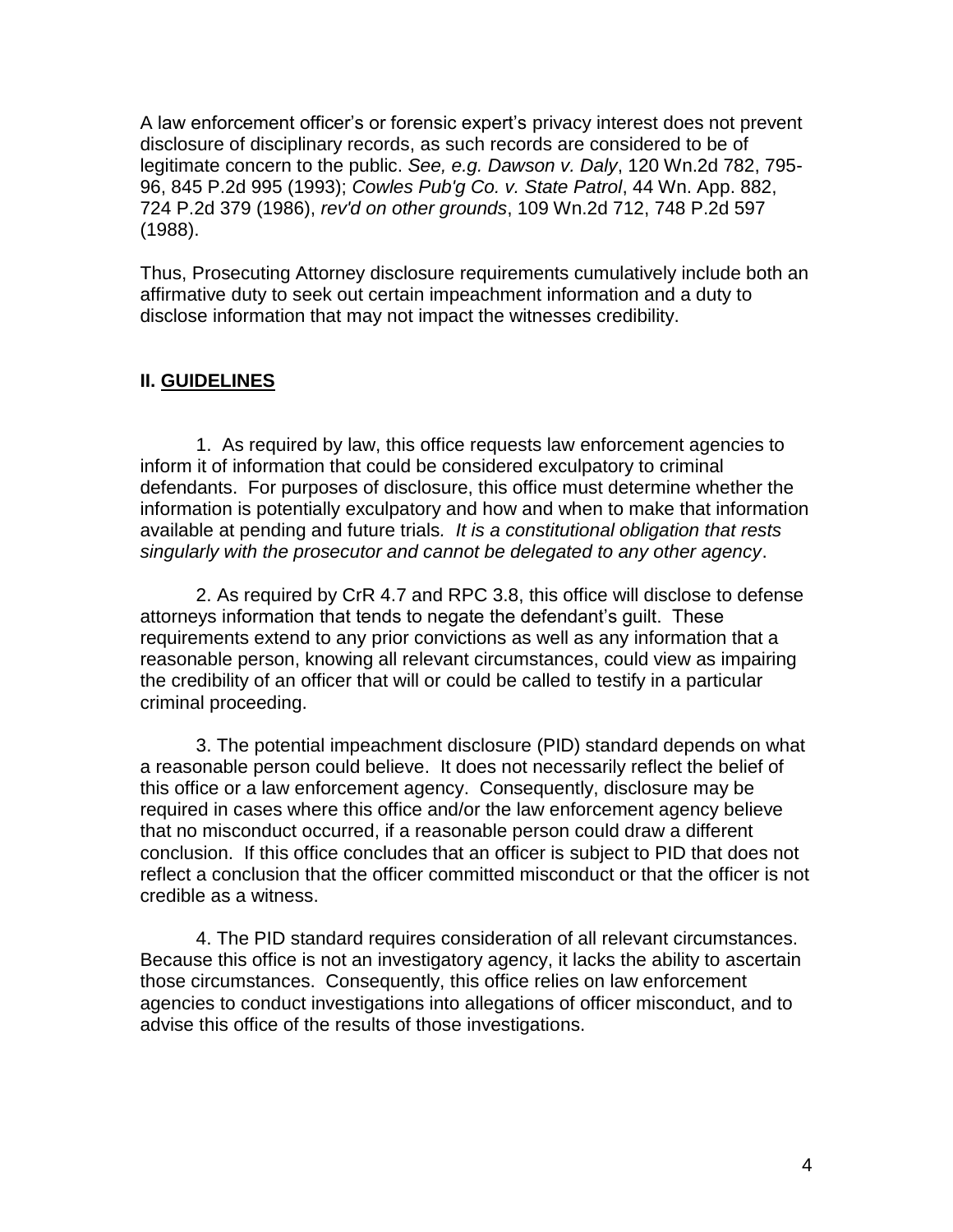A law enforcement officer's or forensic expert's privacy interest does not prevent disclosure of disciplinary records, as such records are considered to be of legitimate concern to the public. *See, e.g. Dawson v. Daly*, 120 Wn.2d 782, 795-96, 845 P.2d 995 (1993); *Cowles Pub'g Co. v. State Patrol*, 44 Wn. App. 882, 724 P.2d 379 (1986), *rev'd on other grounds*, 109 Wn.2d 712, 748 P.2d 597 (1988).

Thus, Prosecuting Attorney disclosure requirements cumulatively include both an affirmative duty to seek out certain impeachment information and a duty to disclose information that may not impact the witnesses credibility.

## II. GUIDELINES

1. As required by law, this office requests law enforcement agencies to inform it of information that could be considered exculpatory to criminal defendants. For purposes of disclosure, this office must determine whether the information is potentially exculpatory and how and when to make that information available at pending and future trials. *It is a constitutional obligation that rests singularly with the prosecutor and cannot be delegated to any other agency*.

2. As required by CrR 4.7 and RPC 3.8, this office will disclose to defense attorneys information that tends to negate the defendant's guilt. These requirements extend to any prior convictions as well as any information that a reasonable person, knowing all relevant circumstances, could view as impairing the credibility of an officer that will or could be called to testify in a particular criminal proceeding.

3. The potential impeachment disclosure (PID) standard depends on what a reasonable person could believe. It does not necessarily reflect the belief of this office or a law enforcement agency. Consequently, disclosure may be required in cases where this office and/or the law enforcement agency believe that no misconduct occurred, if a reasonable person could draw a different conclusion. If this office concludes that an officer is subject to PID that does not reflect a conclusion that the officer committed misconduct or that the officer is not credible as a witness.

4. The PID standard requires consideration of all relevant circumstances. Because this office is not an investigatory agency, it lacks the ability to ascertain those circumstances. Consequently, this office relies on law enforcement agencies to conduct investigations into allegations of officer misconduct, and to advise this office of the results of those investigations.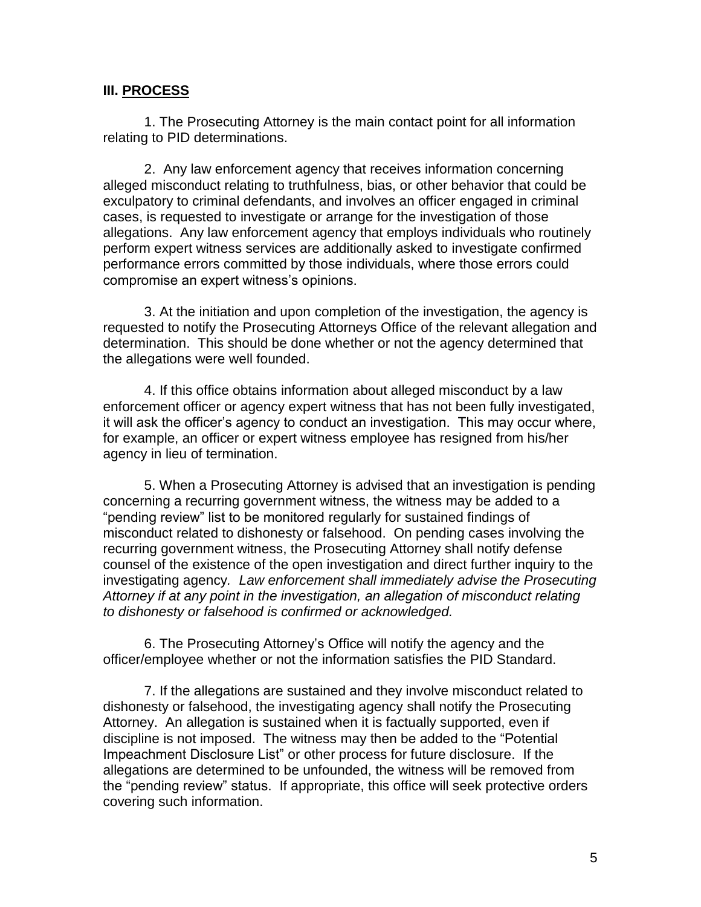## III. <u>PROCESS</u>

1. The Prosecuting Attorney is the main contact point for all information relating to PID determinations.

2. Any law enforcement agency that receives information concerning alleged misconduct relating to truthfulness, bias, or other behavior that could be exculpatory to criminal defendants, and involves an officer engaged in criminal cases, is requested to investigate or arrange for the investigation of those allegations. Any law enforcement agency that employs individuals who routinely perform expert witness services are additionally asked to investigate confirmed performance errors committed by those individuals, where those errors could compromise an expert witness's opinions.

3. At the initiation and upon completion of the investigation, the agency is requested to notify the Prosecuting Attorneys Office of the relevant allegation and determination. This should be done whether or not the agency determined that the allegations were well founded.

4. If this office obtains information about alleged misconduct by a law enforcement officer or agency expert witness that has not been fully investigated, it will ask the officer's agency to conduct an investigation. This may occur where, for example, an officer or expert witness employee has resigned from his/her agency in lieu of termination.

5. When a Prosecuting Attorney is advised that an investigation is pending concerning a recurring government witness, the witness may be added to a "pending review" list to be monitored regularly for sustained findings of misconduct related to dishonesty or falsehood. On pending cases involving the recurring government witness, the Prosecuting Attorney shall notify defense counsel of the existence of the open investigation and direct further inquiry to the investigating agency. *Law enforcement shall immediately advise the Prosecuting Attorney if at any point in the investigation, an allegation of misconduct relating to dishonesty or falsehood is confirmed or acknowledged.*

6. The Prosecuting Attorney's Office will notify the agency and the officer/employee whether or not the information satisfies the PID Standard.

7. If the allegations are sustained and they involve misconduct related to dishonesty or falsehood, the investigating agency shall notify the Prosecuting Attorney. An allegation is sustained when it is factually supported, even if discipline is not imposed. The witness may then be added to the "Potential Impeachment Disclosure List" or other process for future disclosure. If the allegations are determined to be unfounded, the witness will be removed from the "pending review" status. If appropriate, this office will seek protective orders covering such information.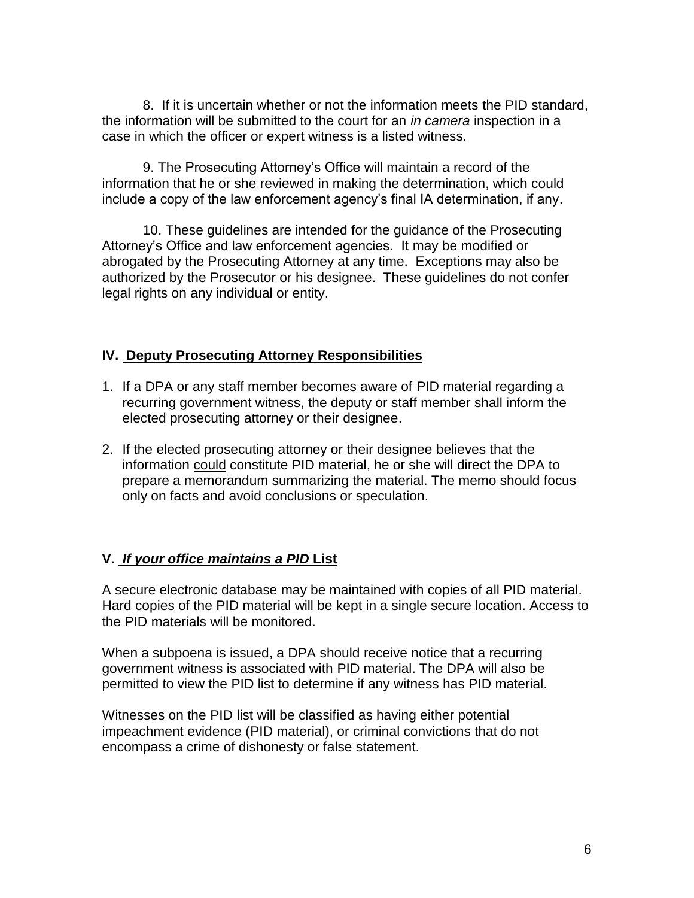8. If it is uncertain whether or not the information meets the PID standard, the information will be submitted to the court for an *in camera* inspection in a case in which the officer or expert witness is a listed witness.

9. The Prosecuting Attorney's Office will maintain a record of the information that he or she reviewed in making the determination, which could include a copy of the law enforcement agency's final IA determination, if any.

10. These guidelines are intended for the guidance of the Prosecuting Attorney's Office and law enforcement agencies. It may be modified or abrogated by the Prosecuting Attorney at any time. Exceptions may also be authorized by the Prosecutor or his designee. These guidelines do not confer legal rights on any individual or entity.

## IV. Deputy Prosecuting Attorney Responsibilities

1. If a DPA or any staff member becomes aware of PID material regarding a recurring government witness, the deputy or staff member shall inform the elected prosecuting attorney or their designee.

2. If the elected prosecuting attorney or their designee believes that the information could constitute PID material, he or she will direct the DPA to prepare a memorandum summarizing the material. The memo should focus only on facts and avoid conclusions or speculation.

## V. *If your office maintains a PID* List

A secure electronic database may be maintained with copies of all PID material. Hard copies of the PID material will be kept in a single secure location. Access to the PID materials will be monitored.

When a subpoena is issued, a DPA should receive notice that a recurring government witness is associated with PID material. The DPA will also be permitted to view the PID list to determine if any witness has PID material.

Witnesses on the PID list will be classified as having either potential impeachment evidence (PID material), or criminal convictions that do not encompass a crime of dishonesty or false statement.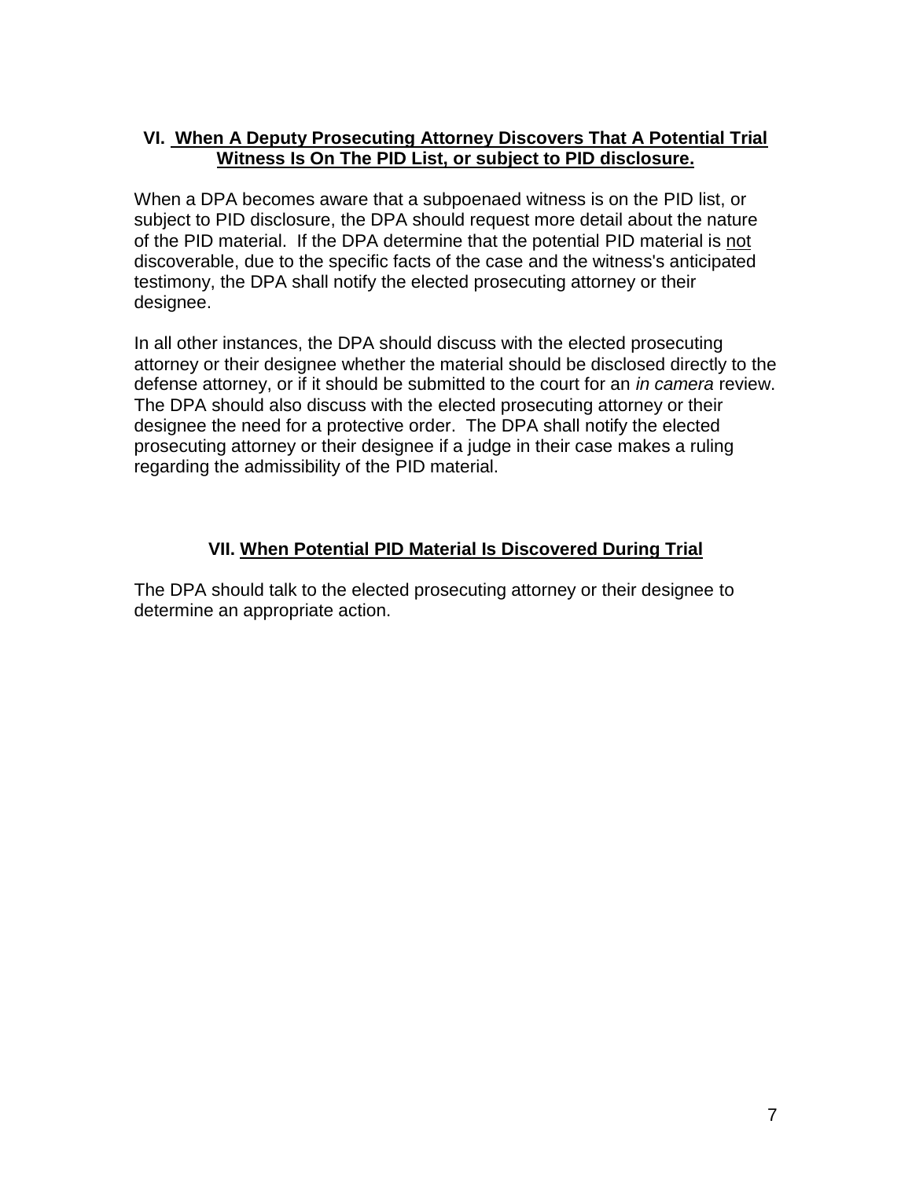## VI. When A Deputy Prosecuting Attorney Discovers That A Potential Trial Witness Is On The PID List, or subject to PID disclosure.

When a DPA becomes aware that a subpoenaed witness is on the PID list, or subject to PID disclosure, the DPA should request more detail about the nature of the PID material. If the DPA determine that the potential PID material is not discoverable, due to the specific facts of the case and the witness's anticipated testimony, the DPA shall notify the elected prosecuting attorney or their designee.

In all other instances, the DPA should discuss with the elected prosecuting attorney or their designee whether the material should be disclosed directly to the defense attorney, or if it should be submitted to the court for an *in camera* review. The DPA should also discuss with the elected prosecuting attorney or their designee the need for a protective order. The DPA shall notify the elected prosecuting attorney or their designee if a judge in their case makes a ruling regarding the admissibility of the PID material.

## VII. When Potential PID Material Is Discovered During Trial

The DPA should talk to the elected prosecuting attorney or their designee to determine an appropriate action.